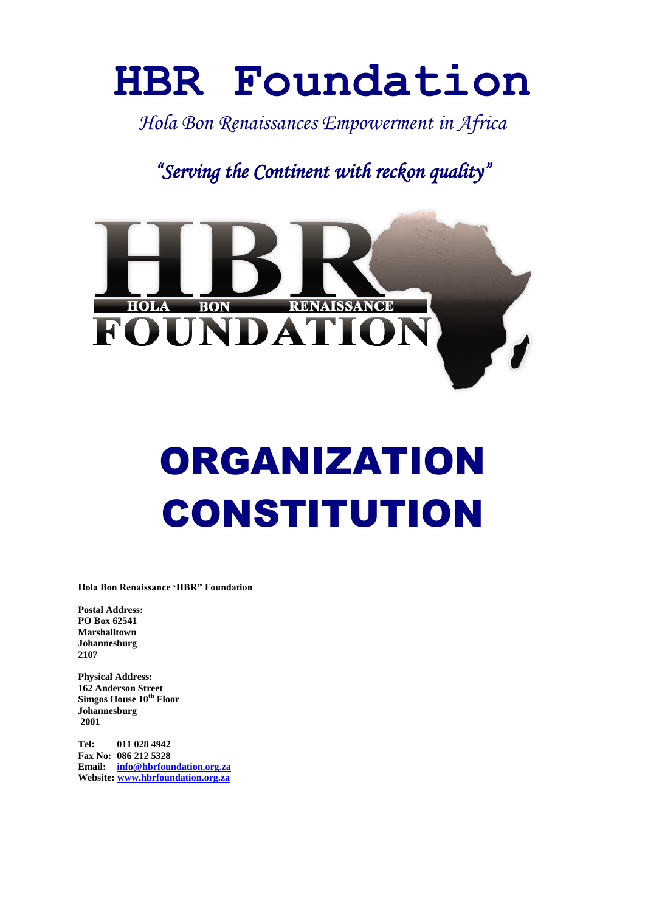# HBR Foundation

*Hola Bon Renaissances Empowerment in Africa*

***"Serving the Continent with reckon quality"***

HOLA BON RENAISSANCE FOUNDATION

# ORGANIZATION CONSTITUTION

**Hola Bon Renaissance 'HBR" Foundation**

**Postal Address:**
**PO Box 62541**
**Marshalltown**
**Johannesburg**
**2107**

**Physical Address:**
**162 Anderson Street**
**Simgos House 10th Floor**
**Johannesburg**
**2001**

**Tel: 011 028 4942**
**Fax No: 086 212 5328**
**Email: info@hbrfoundation.org.za**
**Website: www.hbrfoundation.org.za**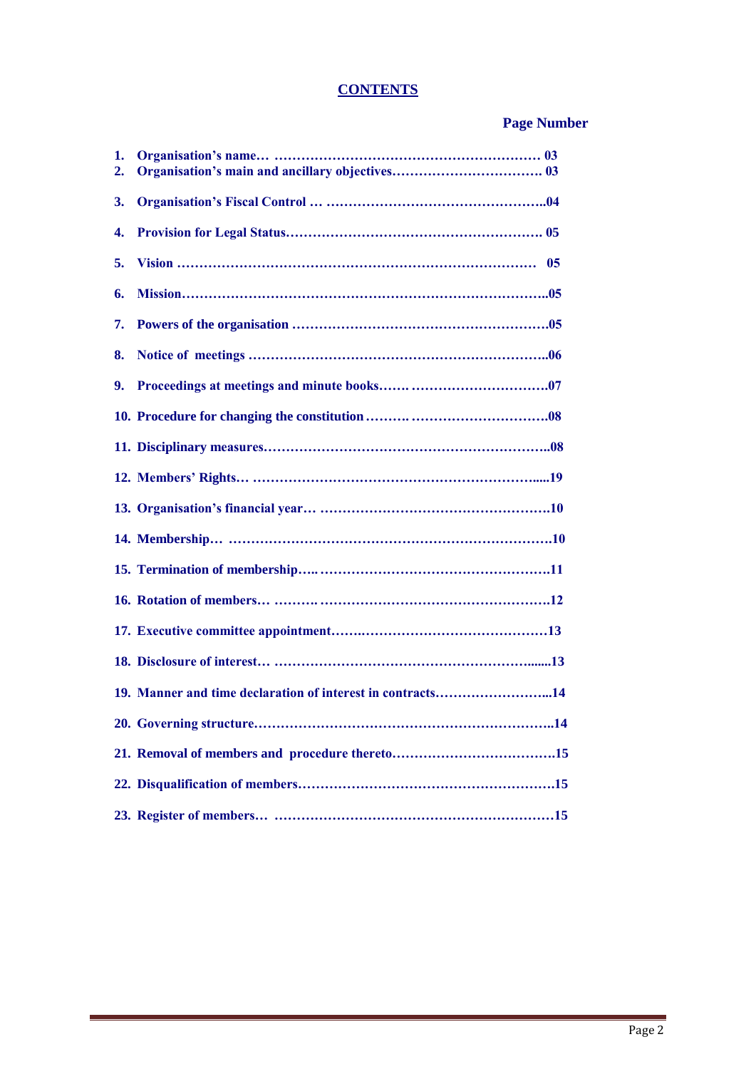# CONTENTS

| | | Page Number |
|---|---|---|
| 1. | Organisation's name | 03 |
| 2. | Organisation's main and ancillary objectives | 03 |
| 3. | Organisation's Fiscal Control | 04 |
| 4. | Provision for Legal Status | 05 |
| 5. | Vision | 05 |
| 6. | Mission | 05 |
| 7. | Powers of the organisation | 05 |
| 8. | Notice of meetings | 06 |
| 9. | Proceedings at meetings and minute books | 07 |
| 10. | Procedure for changing the constitution | 08 |
| 11. | Disciplinary measures | 08 |
| 12. | Members' Rights | 19 |
| 13. | Organisation's financial year | 10 |
| 14. | Membership | 10 |
| 15. | Termination of membership | 11 |
| 16. | Rotation of members | 12 |
| 17. | Executive committee appointment | 13 |
| 18. | Disclosure of interest | 13 |
| 19. | Manner and time declaration of interest in contracts | 14 |
| 20. | Governing structure | 14 |
| 21. | Removal of members and procedure thereto | 15 |
| 22. | Disqualification of members | 15 |
| 23. | Register of members | 15 |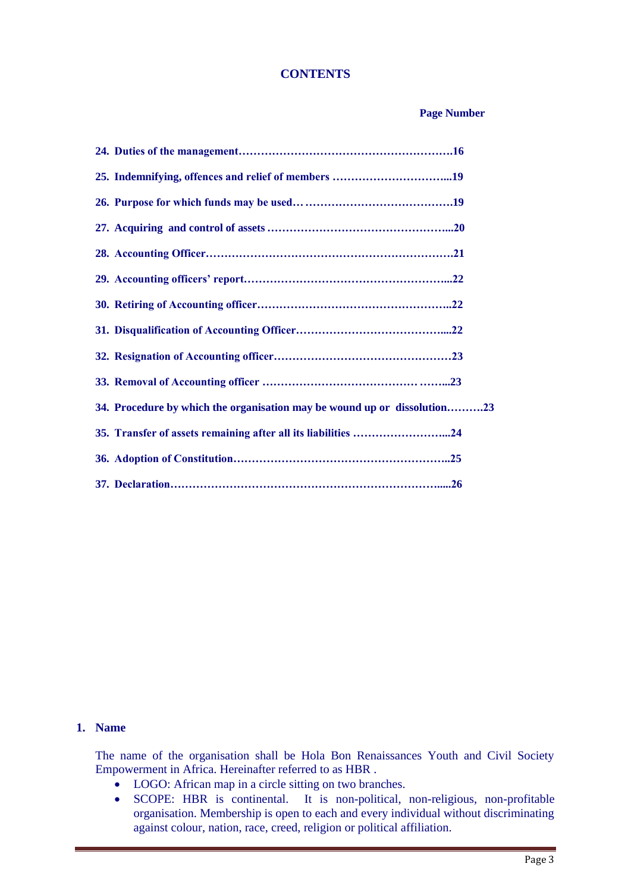## CONTENTS

**Page Number**

**24. Duties of the management………………………………………………….16**

**25. Indemnifying, offences and relief of members …………………………...19**

**26. Purpose for which funds may be used… …………………………………19**

**27. Acquiring and control of assets …………………………………………...20**

**28. Accounting Officer…………………………………………………………21**

**29. Accounting officers' report………………………………………………...22**

**30. Retiring of Accounting officer……………………………………………..22**

**31. Disqualification of Accounting Officer…………………………………....22**

**32. Resignation of Accounting officer…………………………………………23**

**33. Removal of Accounting officer ………………………………… ……...23**

**34. Procedure by which the organisation may be wound up or dissolution……….23**

**35. Transfer of assets remaining after all its liabilities ……………………...24**

**36. Adoption of Constitution…………………………………………………..25**

**37. Declaration………………………………………………………………......26**

### 1. Name

The name of the organisation shall be Hola Bon Renaissances Youth and Civil Society Empowerment in Africa. Hereinafter referred to as HBR .

- LOGO: African map in a circle sitting on two branches.
- SCOPE: HBR is continental. It is non-political, non-religious, non-profitable organisation. Membership is open to each and every individual without discriminating against colour, nation, race, creed, religion or political affiliation.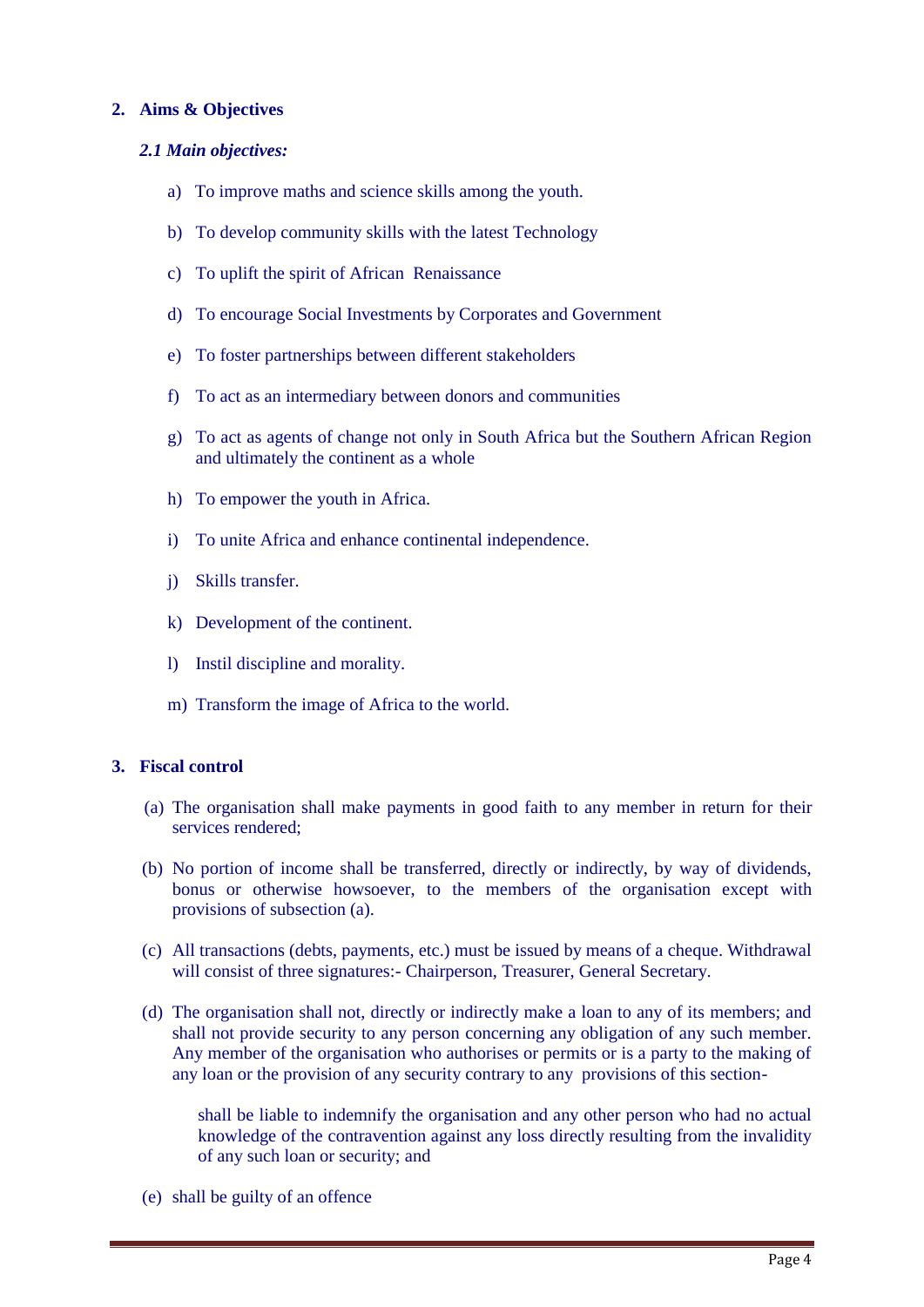## 2. Aims & Objectives

### *2.1 Main objectives:*

a) To improve maths and science skills among the youth.

b) To develop community skills with the latest Technology

c) To uplift the spirit of African Renaissance

d) To encourage Social Investments by Corporates and Government

e) To foster partnerships between different stakeholders

f) To act as an intermediary between donors and communities

g) To act as agents of change not only in South Africa but the Southern African Region and ultimately the continent as a whole

h) To empower the youth in Africa.

i) To unite Africa and enhance continental independence.

j) Skills transfer.

k) Development of the continent.

l) Instil discipline and morality.

m) Transform the image of Africa to the world.

## 3. Fiscal control

(a) The organisation shall make payments in good faith to any member in return for their services rendered;

(b) No portion of income shall be transferred, directly or indirectly, by way of dividends, bonus or otherwise howsoever, to the members of the organisation except with provisions of subsection (a).

(c) All transactions (debts, payments, etc.) must be issued by means of a cheque. Withdrawal will consist of three signatures:- Chairperson, Treasurer, General Secretary.

(d) The organisation shall not, directly or indirectly make a loan to any of its members; and shall not provide security to any person concerning any obligation of any such member. Any member of the organisation who authorises or permits or is a party to the making of any loan or the provision of any security contrary to any provisions of this section-

shall be liable to indemnify the organisation and any other person who had no actual knowledge of the contravention against any loss directly resulting from the invalidity of any such loan or security; and

(e) shall be guilty of an offence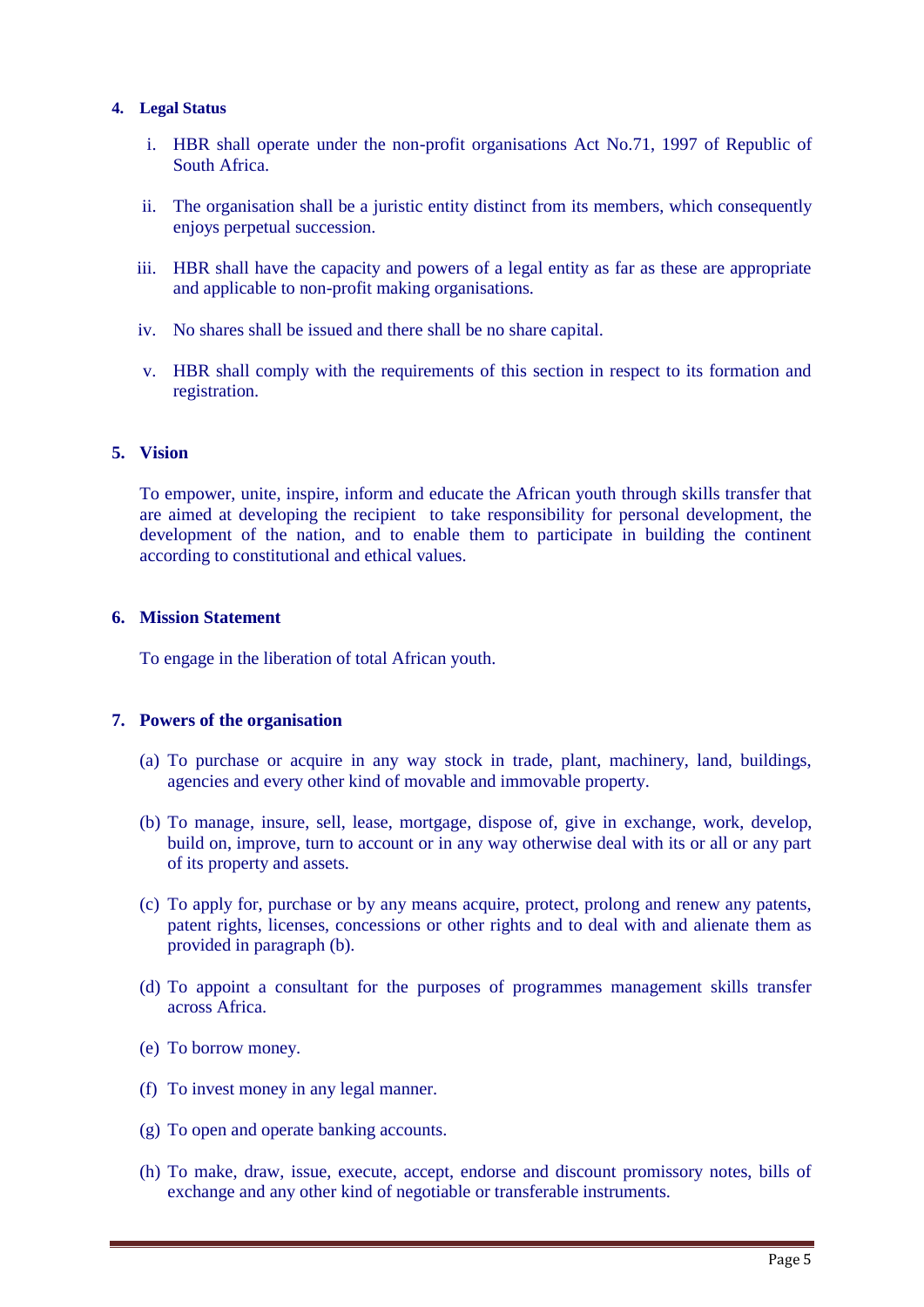## 4. Legal Status

i. HBR shall operate under the non-profit organisations Act No.71, 1997 of Republic of South Africa.

ii. The organisation shall be a juristic entity distinct from its members, which consequently enjoys perpetual succession.

iii. HBR shall have the capacity and powers of a legal entity as far as these are appropriate and applicable to non-profit making organisations.

iv. No shares shall be issued and there shall be no share capital.

v. HBR shall comply with the requirements of this section in respect to its formation and registration.

## 5. Vision

To empower, unite, inspire, inform and educate the African youth through skills transfer that are aimed at developing the recipient to take responsibility for personal development, the development of the nation, and to enable them to participate in building the continent according to constitutional and ethical values.

## 6. Mission Statement

To engage in the liberation of total African youth.

## 7. Powers of the organisation

(a) To purchase or acquire in any way stock in trade, plant, machinery, land, buildings, agencies and every other kind of movable and immovable property.

(b) To manage, insure, sell, lease, mortgage, dispose of, give in exchange, work, develop, build on, improve, turn to account or in any way otherwise deal with its or all or any part of its property and assets.

(c) To apply for, purchase or by any means acquire, protect, prolong and renew any patents, patent rights, licenses, concessions or other rights and to deal with and alienate them as provided in paragraph (b).

(d) To appoint a consultant for the purposes of programmes management skills transfer across Africa.

(e) To borrow money.

(f) To invest money in any legal manner.

(g) To open and operate banking accounts.

(h) To make, draw, issue, execute, accept, endorse and discount promissory notes, bills of exchange and any other kind of negotiable or transferable instruments.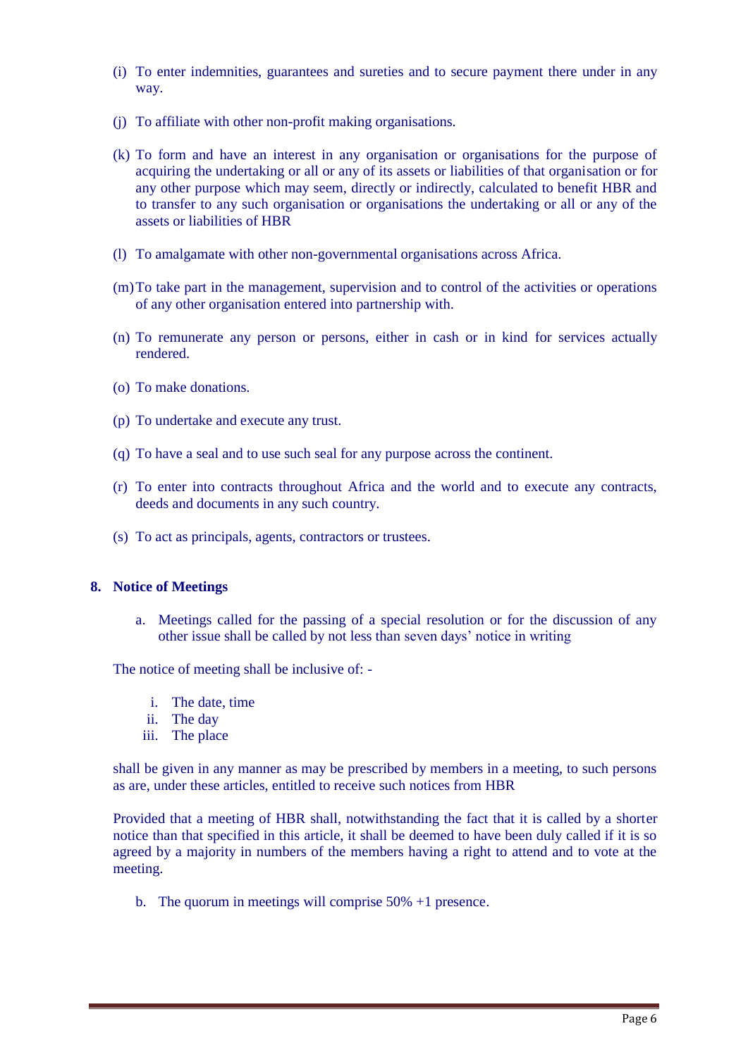(i) To enter indemnities, guarantees and sureties and to secure payment there under in any way.

(j) To affiliate with other non-profit making organisations.

(k) To form and have an interest in any organisation or organisations for the purpose of acquiring the undertaking or all or any of its assets or liabilities of that organisation or for any other purpose which may seem, directly or indirectly, calculated to benefit HBR and to transfer to any such organisation or organisations the undertaking or all or any of the assets or liabilities of HBR

(l) To amalgamate with other non-governmental organisations across Africa.

(m) To take part in the management, supervision and to control of the activities or operations of any other organisation entered into partnership with.

(n) To remunerate any person or persons, either in cash or in kind for services actually rendered.

(o) To make donations.

(p) To undertake and execute any trust.

(q) To have a seal and to use such seal for any purpose across the continent.

(r) To enter into contracts throughout Africa and the world and to execute any contracts, deeds and documents in any such country.

(s) To act as principals, agents, contractors or trustees.

## 8. Notice of Meetings

a. Meetings called for the passing of a special resolution or for the discussion of any other issue shall be called by not less than seven days' notice in writing

The notice of meeting shall be inclusive of: -

i. The date, time
ii. The day
iii. The place

shall be given in any manner as may be prescribed by members in a meeting, to such persons as are, under these articles, entitled to receive such notices from HBR

Provided that a meeting of HBR shall, notwithstanding the fact that it is called by a shorter notice than that specified in this article, it shall be deemed to have been duly called if it is so agreed by a majority in numbers of the members having a right to attend and to vote at the meeting.

b. The quorum in meetings will comprise 50% +1 presence.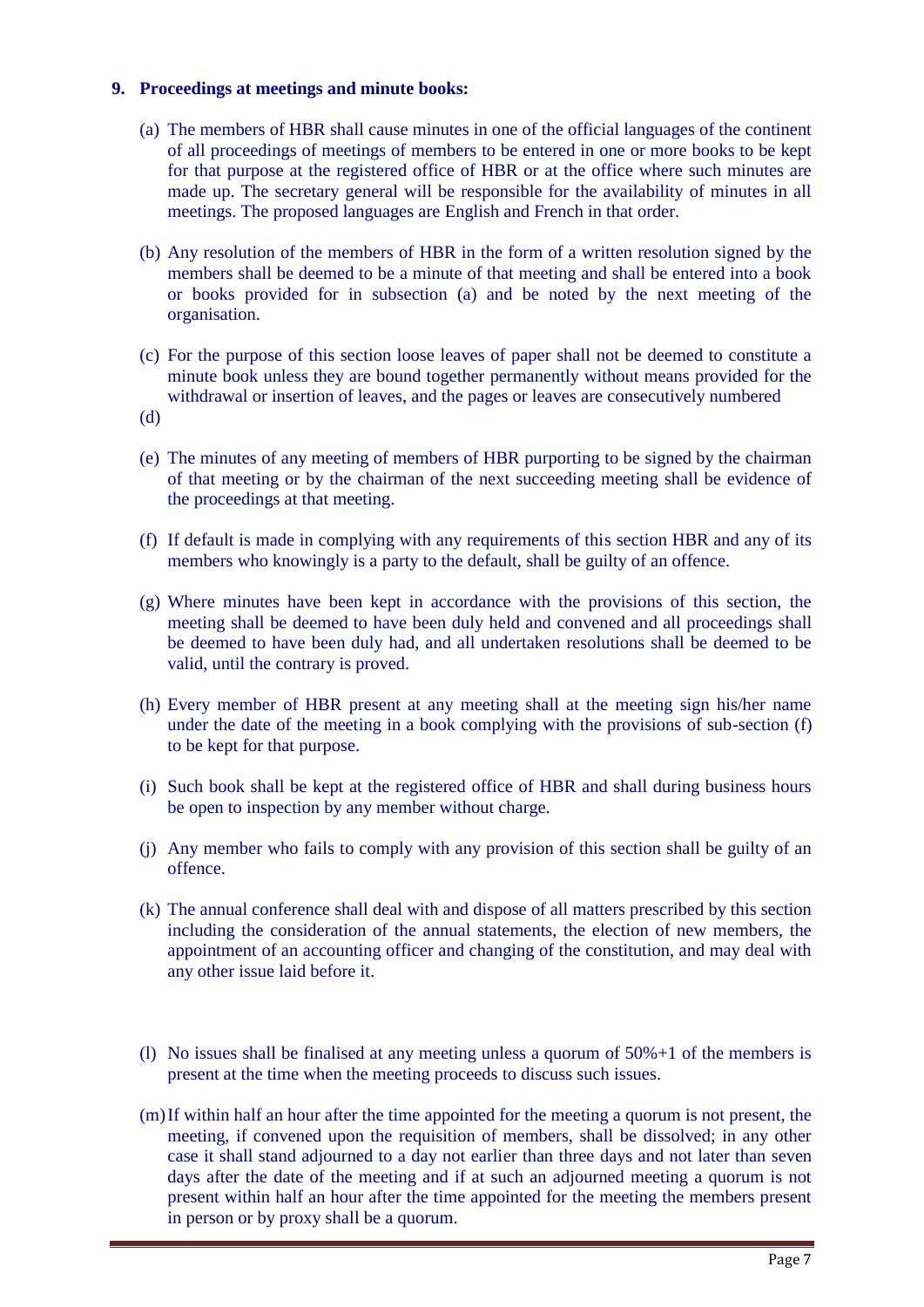**9. Proceedings at meetings and minute books:**

(a) The members of HBR shall cause minutes in one of the official languages of the continent of all proceedings of meetings of members to be entered in one or more books to be kept for that purpose at the registered office of HBR or at the office where such minutes are made up. The secretary general will be responsible for the availability of minutes in all meetings. The proposed languages are English and French in that order.

(b) Any resolution of the members of HBR in the form of a written resolution signed by the members shall be deemed to be a minute of that meeting and shall be entered into a book or books provided for in subsection (a) and be noted by the next meeting of the organisation.

(c) For the purpose of this section loose leaves of paper shall not be deemed to constitute a minute book unless they are bound together permanently without means provided for the withdrawal or insertion of leaves, and the pages or leaves are consecutively numbered

(d)

(e) The minutes of any meeting of members of HBR purporting to be signed by the chairman of that meeting or by the chairman of the next succeeding meeting shall be evidence of the proceedings at that meeting.

(f) If default is made in complying with any requirements of this section HBR and any of its members who knowingly is a party to the default, shall be guilty of an offence.

(g) Where minutes have been kept in accordance with the provisions of this section, the meeting shall be deemed to have been duly held and convened and all proceedings shall be deemed to have been duly had, and all undertaken resolutions shall be deemed to be valid, until the contrary is proved.

(h) Every member of HBR present at any meeting shall at the meeting sign his/her name under the date of the meeting in a book complying with the provisions of sub-section (f) to be kept for that purpose.

(i) Such book shall be kept at the registered office of HBR and shall during business hours be open to inspection by any member without charge.

(j) Any member who fails to comply with any provision of this section shall be guilty of an offence.

(k) The annual conference shall deal with and dispose of all matters prescribed by this section including the consideration of the annual statements, the election of new members, the appointment of an accounting officer and changing of the constitution, and may deal with any other issue laid before it.

(l) No issues shall be finalised at any meeting unless a quorum of 50%+1 of the members is present at the time when the meeting proceeds to discuss such issues.

(m) If within half an hour after the time appointed for the meeting a quorum is not present, the meeting, if convened upon the requisition of members, shall be dissolved; in any other case it shall stand adjourned to a day not earlier than three days and not later than seven days after the date of the meeting and if at such an adjourned meeting a quorum is not present within half an hour after the time appointed for the meeting the members present in person or by proxy shall be a quorum.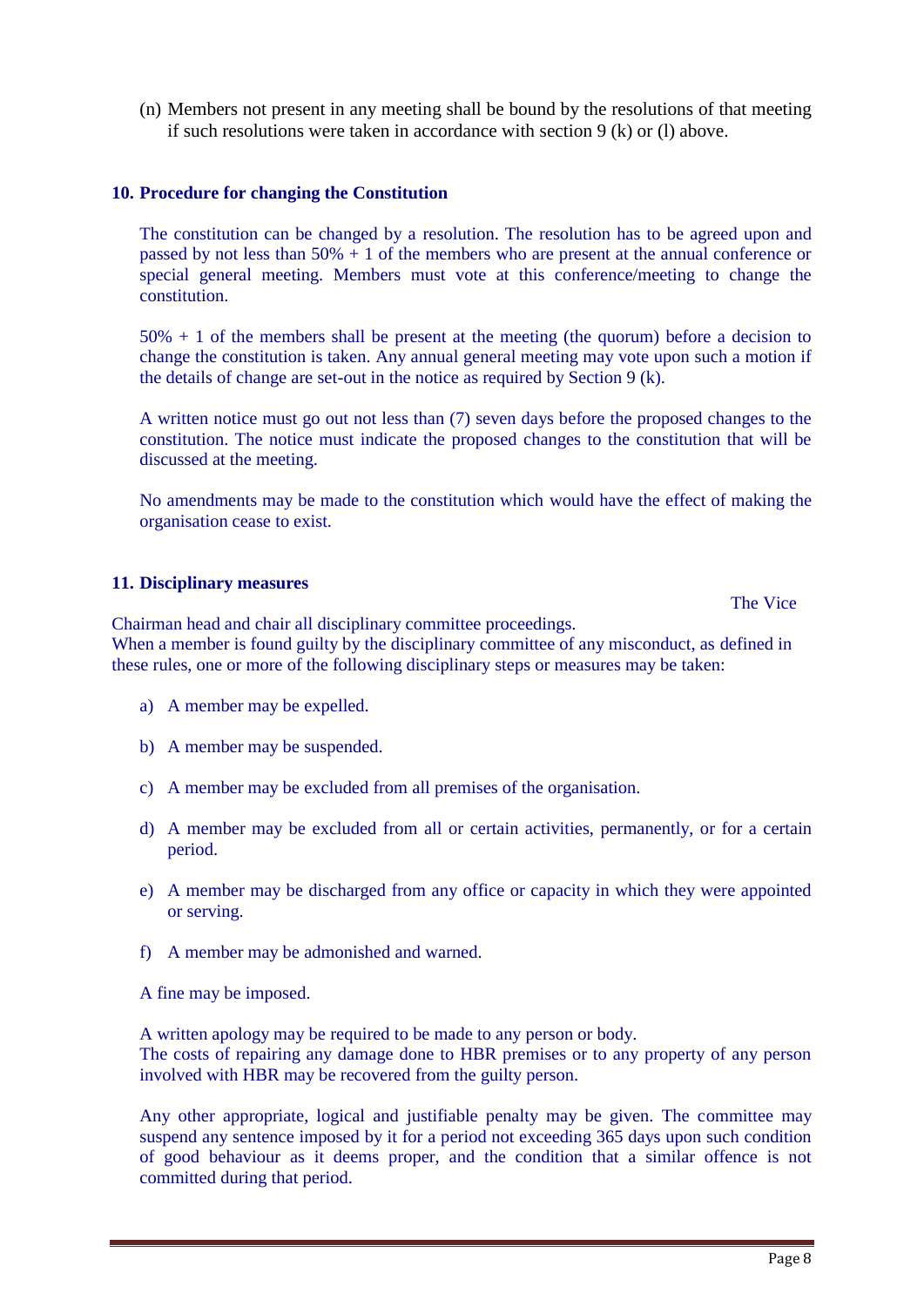(n) Members not present in any meeting shall be bound by the resolutions of that meeting if such resolutions were taken in accordance with section 9 (k) or (l) above.

## 10. Procedure for changing the Constitution

The constitution can be changed by a resolution. The resolution has to be agreed upon and passed by not less than 50% + 1 of the members who are present at the annual conference or special general meeting. Members must vote at this conference/meeting to change the constitution.

50% + 1 of the members shall be present at the meeting (the quorum) before a decision to change the constitution is taken. Any annual general meeting may vote upon such a motion if the details of change are set-out in the notice as required by Section 9 (k).

A written notice must go out not less than (7) seven days before the proposed changes to the constitution. The notice must indicate the proposed changes to the constitution that will be discussed at the meeting.

No amendments may be made to the constitution which would have the effect of making the organisation cease to exist.

## 11. Disciplinary measures

The Vice Chairman head and chair all disciplinary committee proceedings.
When a member is found guilty by the disciplinary committee of any misconduct, as defined in these rules, one or more of the following disciplinary steps or measures may be taken:

a) A member may be expelled.

b) A member may be suspended.

c) A member may be excluded from all premises of the organisation.

d) A member may be excluded from all or certain activities, permanently, or for a certain period.

e) A member may be discharged from any office or capacity in which they were appointed or serving.

f) A member may be admonished and warned.

A fine may be imposed.

A written apology may be required to be made to any person or body.
The costs of repairing any damage done to HBR premises or to any property of any person involved with HBR may be recovered from the guilty person.

Any other appropriate, logical and justifiable penalty may be given. The committee may suspend any sentence imposed by it for a period not exceeding 365 days upon such condition of good behaviour as it deems proper, and the condition that a similar offence is not committed during that period.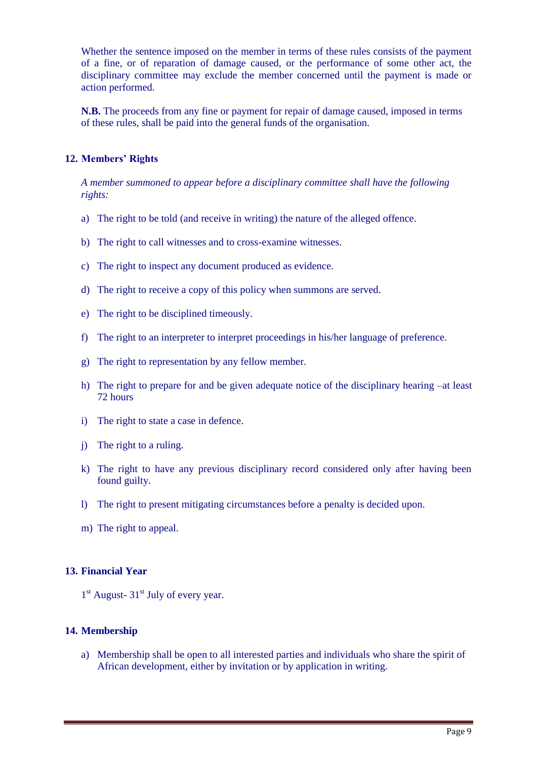Whether the sentence imposed on the member in terms of these rules consists of the payment of a fine, or of reparation of damage caused, or the performance of some other act, the disciplinary committee may exclude the member concerned until the payment is made or action performed.

**N.B.** The proceeds from any fine or payment for repair of damage caused, imposed in terms of these rules, shall be paid into the general funds of the organisation.

## 12. Members' Rights

*A member summoned to appear before a disciplinary committee shall have the following rights:*

a) The right to be told (and receive in writing) the nature of the alleged offence.

b) The right to call witnesses and to cross-examine witnesses.

c) The right to inspect any document produced as evidence.

d) The right to receive a copy of this policy when summons are served.

e) The right to be disciplined timeously.

f) The right to an interpreter to interpret proceedings in his/her language of preference.

g) The right to representation by any fellow member.

h) The right to prepare for and be given adequate notice of the disciplinary hearing –at least 72 hours

i) The right to state a case in defence.

j) The right to a ruling.

k) The right to have any previous disciplinary record considered only after having been found guilty.

l) The right to present mitigating circumstances before a penalty is decided upon.

m) The right to appeal.

## 13. Financial Year

1st August- 31st July of every year.

## 14. Membership

a) Membership shall be open to all interested parties and individuals who share the spirit of African development, either by invitation or by application in writing.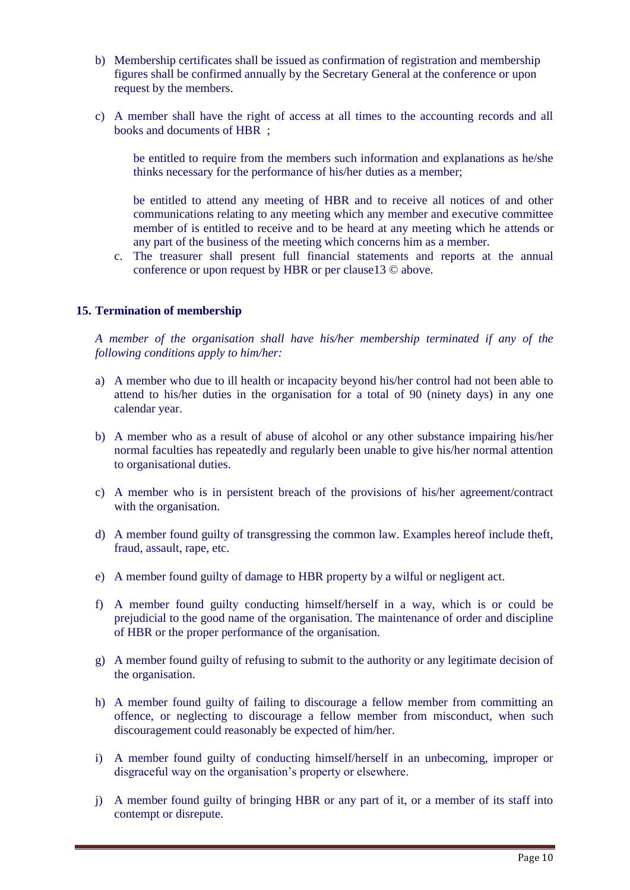b) Membership certificates shall be issued as confirmation of registration and membership figures shall be confirmed annually by the Secretary General at the conference or upon request by the members.

c) A member shall have the right of access at all times to the accounting records and all books and documents of HBR ;

   be entitled to require from the members such information and explanations as he/she thinks necessary for the performance of his/her duties as a member;

   be entitled to attend any meeting of HBR and to receive all notices of and other communications relating to any meeting which any member and executive committee member of is entitled to receive and to be heard at any meeting which he attends or any part of the business of the meeting which concerns him as a member.

   c. The treasurer shall present full financial statements and reports at the annual conference or upon request by HBR or per clause13 © above.

**15. Termination of membership**

*A member of the organisation shall have his/her membership terminated if any of the following conditions apply to him/her:*

a) A member who due to ill health or incapacity beyond his/her control had not been able to attend to his/her duties in the organisation for a total of 90 (ninety days) in any one calendar year.

b) A member who as a result of abuse of alcohol or any other substance impairing his/her normal faculties has repeatedly and regularly been unable to give his/her normal attention to organisational duties.

c) A member who is in persistent breach of the provisions of his/her agreement/contract with the organisation.

d) A member found guilty of transgressing the common law. Examples hereof include theft, fraud, assault, rape, etc.

e) A member found guilty of damage to HBR property by a wilful or negligent act.

f) A member found guilty conducting himself/herself in a way, which is or could be prejudicial to the good name of the organisation. The maintenance of order and discipline of HBR or the proper performance of the organisation.

g) A member found guilty of refusing to submit to the authority or any legitimate decision of the organisation.

h) A member found guilty of failing to discourage a fellow member from committing an offence, or neglecting to discourage a fellow member from misconduct, when such discouragement could reasonably be expected of him/her.

i) A member found guilty of conducting himself/herself in an unbecoming, improper or disgraceful way on the organisation's property or elsewhere.

j) A member found guilty of bringing HBR or any part of it, or a member of its staff into contempt or disrepute.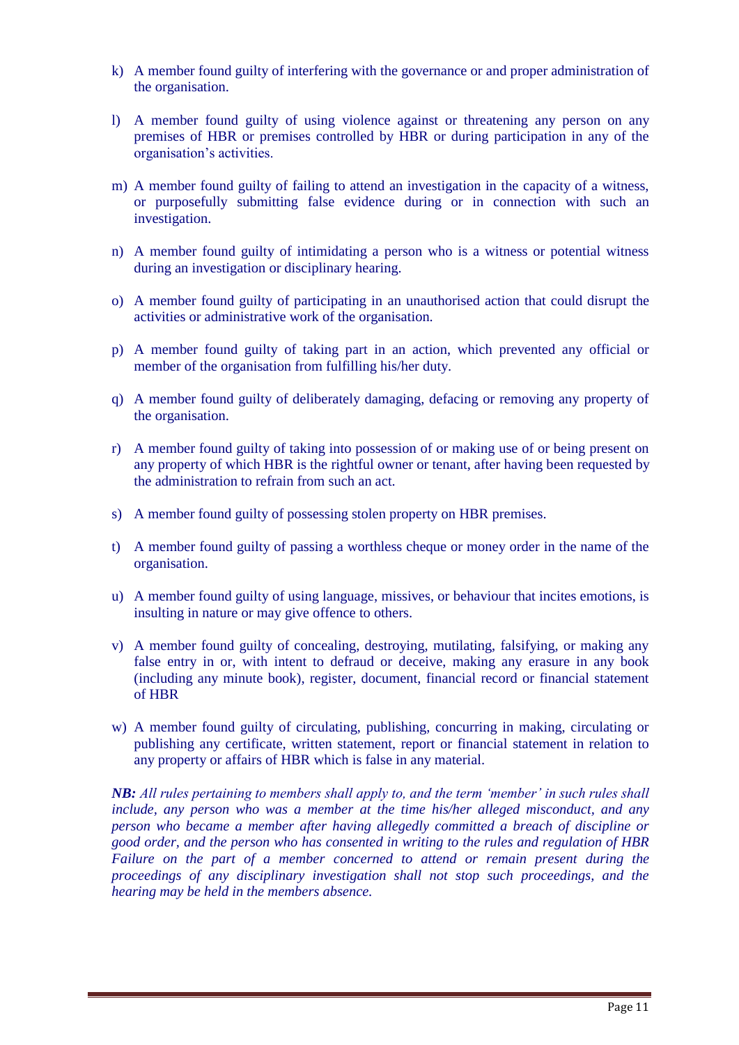k) A member found guilty of interfering with the governance or and proper administration of the organisation.

l) A member found guilty of using violence against or threatening any person on any premises of HBR or premises controlled by HBR or during participation in any of the organisation's activities.

m) A member found guilty of failing to attend an investigation in the capacity of a witness, or purposefully submitting false evidence during or in connection with such an investigation.

n) A member found guilty of intimidating a person who is a witness or potential witness during an investigation or disciplinary hearing.

o) A member found guilty of participating in an unauthorised action that could disrupt the activities or administrative work of the organisation.

p) A member found guilty of taking part in an action, which prevented any official or member of the organisation from fulfilling his/her duty.

q) A member found guilty of deliberately damaging, defacing or removing any property of the organisation.

r) A member found guilty of taking into possession of or making use of or being present on any property of which HBR is the rightful owner or tenant, after having been requested by the administration to refrain from such an act.

s) A member found guilty of possessing stolen property on HBR premises.

t) A member found guilty of passing a worthless cheque or money order in the name of the organisation.

u) A member found guilty of using language, missives, or behaviour that incites emotions, is insulting in nature or may give offence to others.

v) A member found guilty of concealing, destroying, mutilating, falsifying, or making any false entry in or, with intent to defraud or deceive, making any erasure in any book (including any minute book), register, document, financial record or financial statement of HBR

w) A member found guilty of circulating, publishing, concurring in making, circulating or publishing any certificate, written statement, report or financial statement in relation to any property or affairs of HBR which is false in any material.

***NB:*** *All rules pertaining to members shall apply to, and the term 'member' in such rules shall include, any person who was a member at the time his/her alleged misconduct, and any person who became a member after having allegedly committed a breach of discipline or good order, and the person who has consented in writing to the rules and regulation of HBR Failure on the part of a member concerned to attend or remain present during the proceedings of any disciplinary investigation shall not stop such proceedings, and the hearing may be held in the members absence.*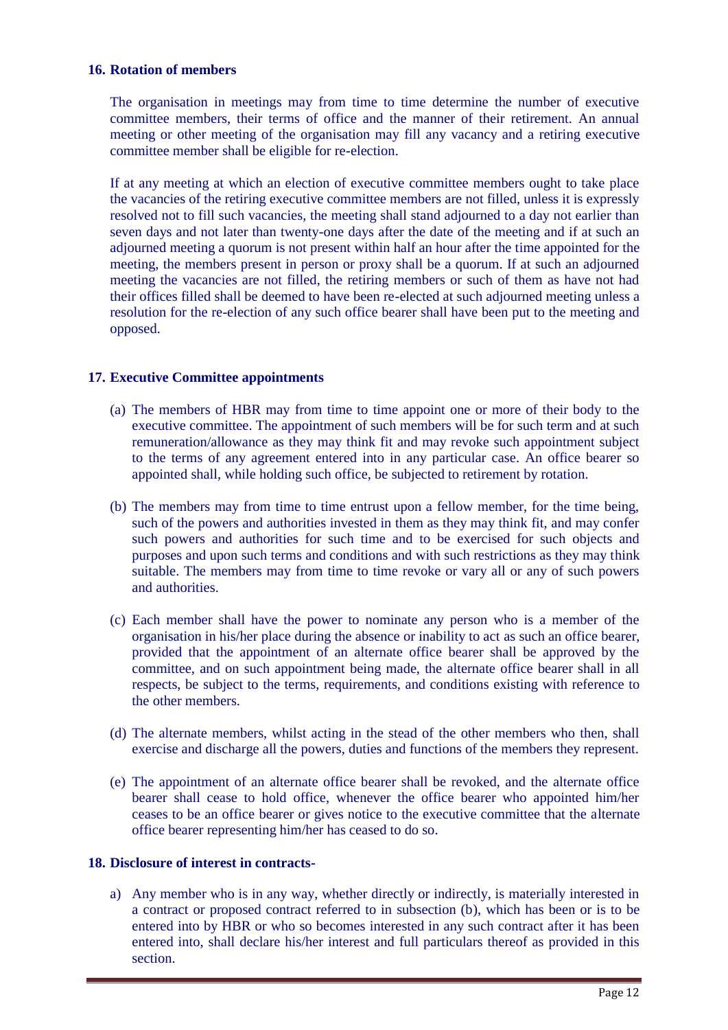## 16. Rotation of members

The organisation in meetings may from time to time determine the number of executive committee members, their terms of office and the manner of their retirement. An annual meeting or other meeting of the organisation may fill any vacancy and a retiring executive committee member shall be eligible for re-election.

If at any meeting at which an election of executive committee members ought to take place the vacancies of the retiring executive committee members are not filled, unless it is expressly resolved not to fill such vacancies, the meeting shall stand adjourned to a day not earlier than seven days and not later than twenty-one days after the date of the meeting and if at such an adjourned meeting a quorum is not present within half an hour after the time appointed for the meeting, the members present in person or proxy shall be a quorum. If at such an adjourned meeting the vacancies are not filled, the retiring members or such of them as have not had their offices filled shall be deemed to have been re-elected at such adjourned meeting unless a resolution for the re-election of any such office bearer shall have been put to the meeting and opposed.

## 17. Executive Committee appointments

(a) The members of HBR may from time to time appoint one or more of their body to the executive committee. The appointment of such members will be for such term and at such remuneration/allowance as they may think fit and may revoke such appointment subject to the terms of any agreement entered into in any particular case. An office bearer so appointed shall, while holding such office, be subjected to retirement by rotation.

(b) The members may from time to time entrust upon a fellow member, for the time being, such of the powers and authorities invested in them as they may think fit, and may confer such powers and authorities for such time and to be exercised for such objects and purposes and upon such terms and conditions and with such restrictions as they may think suitable. The members may from time to time revoke or vary all or any of such powers and authorities.

(c) Each member shall have the power to nominate any person who is a member of the organisation in his/her place during the absence or inability to act as such an office bearer, provided that the appointment of an alternate office bearer shall be approved by the committee, and on such appointment being made, the alternate office bearer shall in all respects, be subject to the terms, requirements, and conditions existing with reference to the other members.

(d) The alternate members, whilst acting in the stead of the other members who then, shall exercise and discharge all the powers, duties and functions of the members they represent.

(e) The appointment of an alternate office bearer shall be revoked, and the alternate office bearer shall cease to hold office, whenever the office bearer who appointed him/her ceases to be an office bearer or gives notice to the executive committee that the alternate office bearer representing him/her has ceased to do so.

## 18. Disclosure of interest in contracts-

a) Any member who is in any way, whether directly or indirectly, is materially interested in a contract or proposed contract referred to in subsection (b), which has been or is to be entered into by HBR or who so becomes interested in any such contract after it has been entered into, shall declare his/her interest and full particulars thereof as provided in this section.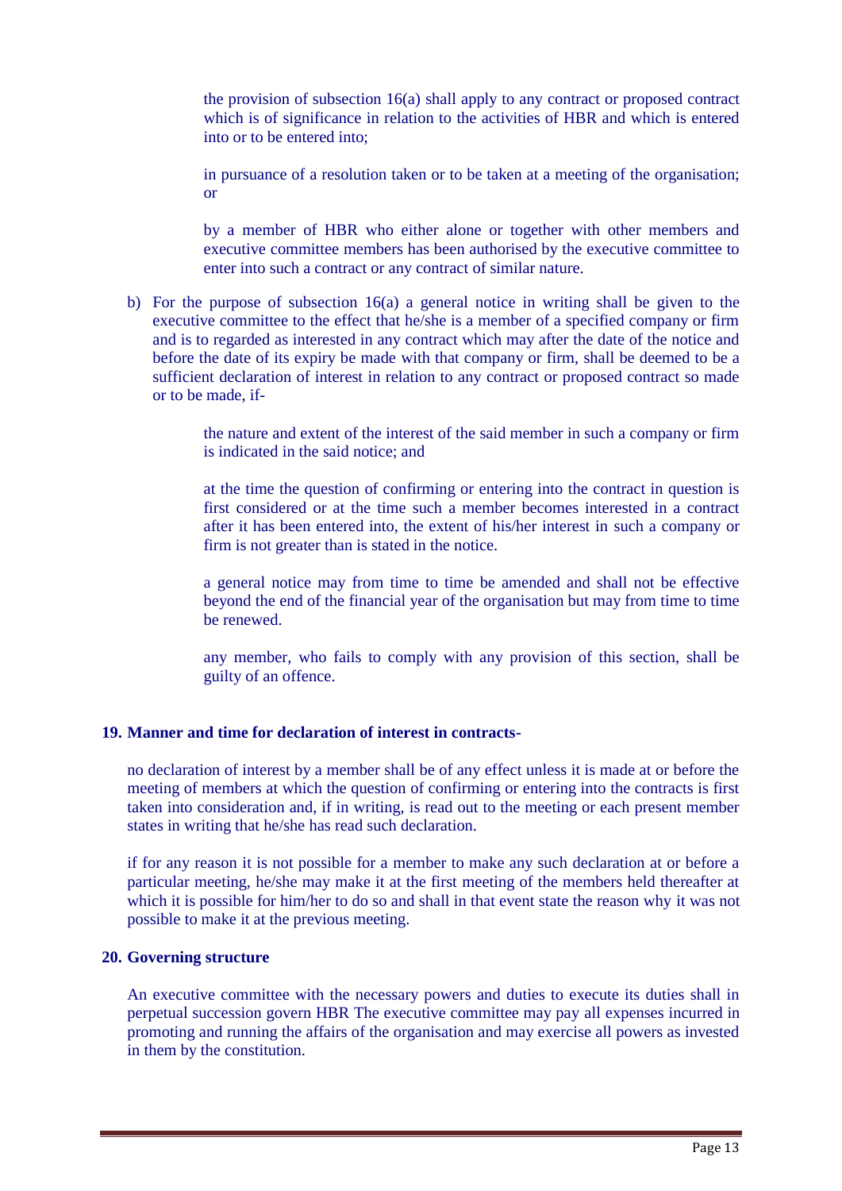the provision of subsection 16(a) shall apply to any contract or proposed contract which is of significance in relation to the activities of HBR and which is entered into or to be entered into;

in pursuance of a resolution taken or to be taken at a meeting of the organisation; or

by a member of HBR who either alone or together with other members and executive committee members has been authorised by the executive committee to enter into such a contract or any contract of similar nature.

b) For the purpose of subsection 16(a) a general notice in writing shall be given to the executive committee to the effect that he/she is a member of a specified company or firm and is to regarded as interested in any contract which may after the date of the notice and before the date of its expiry be made with that company or firm, shall be deemed to be a sufficient declaration of interest in relation to any contract or proposed contract so made or to be made, if-

the nature and extent of the interest of the said member in such a company or firm is indicated in the said notice; and

at the time the question of confirming or entering into the contract in question is first considered or at the time such a member becomes interested in a contract after it has been entered into, the extent of his/her interest in such a company or firm is not greater than is stated in the notice.

a general notice may from time to time be amended and shall not be effective beyond the end of the financial year of the organisation but may from time to time be renewed.

any member, who fails to comply with any provision of this section, shall be guilty of an offence.

## 19. Manner and time for declaration of interest in contracts-

no declaration of interest by a member shall be of any effect unless it is made at or before the meeting of members at which the question of confirming or entering into the contracts is first taken into consideration and, if in writing, is read out to the meeting or each present member states in writing that he/she has read such declaration.

if for any reason it is not possible for a member to make any such declaration at or before a particular meeting, he/she may make it at the first meeting of the members held thereafter at which it is possible for him/her to do so and shall in that event state the reason why it was not possible to make it at the previous meeting.

## 20. Governing structure

An executive committee with the necessary powers and duties to execute its duties shall in perpetual succession govern HBR The executive committee may pay all expenses incurred in promoting and running the affairs of the organisation and may exercise all powers as invested in them by the constitution.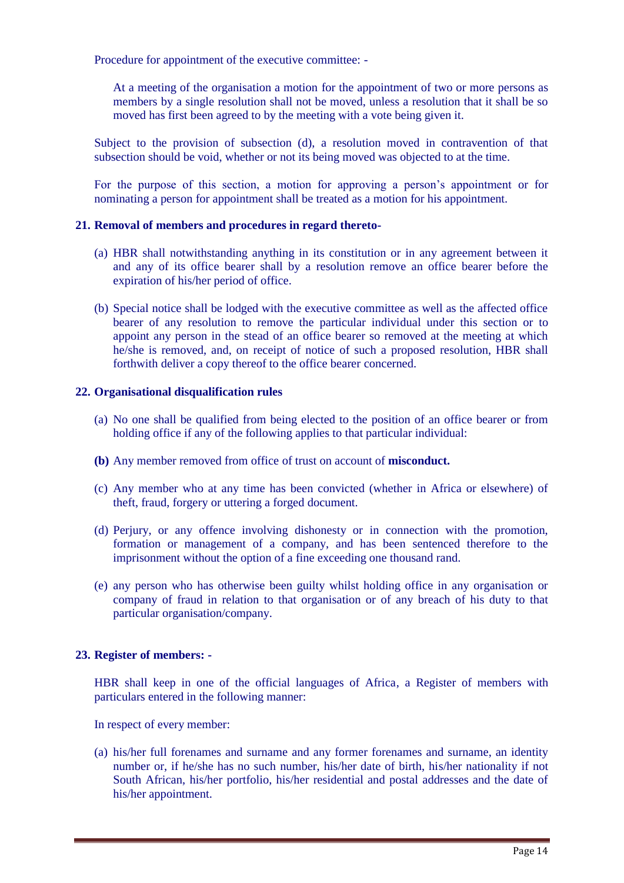Procedure for appointment of the executive committee: -

At a meeting of the organisation a motion for the appointment of two or more persons as members by a single resolution shall not be moved, unless a resolution that it shall be so moved has first been agreed to by the meeting with a vote being given it.

Subject to the provision of subsection (d), a resolution moved in contravention of that subsection should be void, whether or not its being moved was objected to at the time.

For the purpose of this section, a motion for approving a person's appointment or for nominating a person for appointment shall be treated as a motion for his appointment.

**21. Removal of members and procedures in regard thereto-**

(a) HBR shall notwithstanding anything in its constitution or in any agreement between it and any of its office bearer shall by a resolution remove an office bearer before the expiration of his/her period of office.

(b) Special notice shall be lodged with the executive committee as well as the affected office bearer of any resolution to remove the particular individual under this section or to appoint any person in the stead of an office bearer so removed at the meeting at which he/she is removed, and, on receipt of notice of such a proposed resolution, HBR shall forthwith deliver a copy thereof to the office bearer concerned.

**22. Organisational disqualification rules**

(a) No one shall be qualified from being elected to the position of an office bearer or from holding office if any of the following applies to that particular individual:

**(b)** Any member removed from office of trust on account of **misconduct.**

(c) Any member who at any time has been convicted (whether in Africa or elsewhere) of theft, fraud, forgery or uttering a forged document.

(d) Perjury, or any offence involving dishonesty or in connection with the promotion, formation or management of a company, and has been sentenced therefore to the imprisonment without the option of a fine exceeding one thousand rand.

(e) any person who has otherwise been guilty whilst holding office in any organisation or company of fraud in relation to that organisation or of any breach of his duty to that particular organisation/company.

**23. Register of members: -**

HBR shall keep in one of the official languages of Africa, a Register of members with particulars entered in the following manner:

In respect of every member:

(a) his/her full forenames and surname and any former forenames and surname, an identity number or, if he/she has no such number, his/her date of birth, his/her nationality if not South African, his/her portfolio, his/her residential and postal addresses and the date of his/her appointment.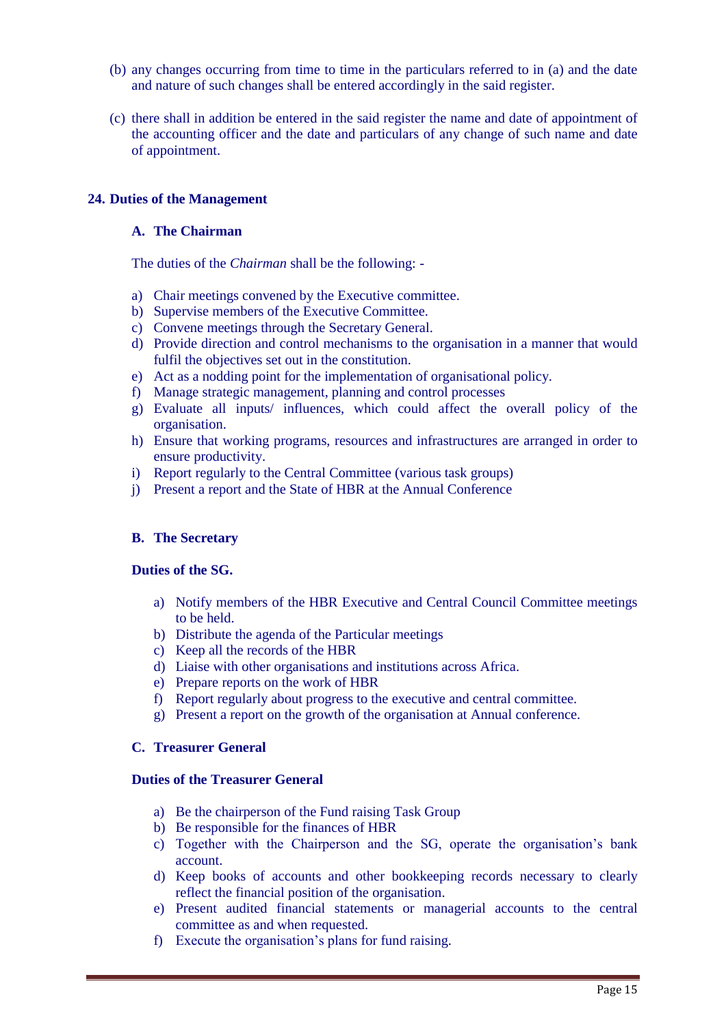(b) any changes occurring from time to time in the particulars referred to in (a) and the date and nature of such changes shall be entered accordingly in the said register.

(c) there shall in addition be entered in the said register the name and date of appointment of the accounting officer and the date and particulars of any change of such name and date of appointment.

## 24. Duties of the Management

### A. The Chairman

The duties of the *Chairman* shall be the following: -

a) Chair meetings convened by the Executive committee.
b) Supervise members of the Executive Committee.
c) Convene meetings through the Secretary General.
d) Provide direction and control mechanisms to the organisation in a manner that would fulfil the objectives set out in the constitution.
e) Act as a nodding point for the implementation of organisational policy.
f) Manage strategic management, planning and control processes
g) Evaluate all inputs/ influences, which could affect the overall policy of the organisation.
h) Ensure that working programs, resources and infrastructures are arranged in order to ensure productivity.
i) Report regularly to the Central Committee (various task groups)
j) Present a report and the State of HBR at the Annual Conference

### B. The Secretary

**Duties of the SG.**

a) Notify members of the HBR Executive and Central Council Committee meetings to be held.
b) Distribute the agenda of the Particular meetings
c) Keep all the records of the HBR
d) Liaise with other organisations and institutions across Africa.
e) Prepare reports on the work of HBR
f) Report regularly about progress to the executive and central committee.
g) Present a report on the growth of the organisation at Annual conference.

### C. Treasurer General

**Duties of the Treasurer General**

a) Be the chairperson of the Fund raising Task Group
b) Be responsible for the finances of HBR
c) Together with the Chairperson and the SG, operate the organisation's bank account.
d) Keep books of accounts and other bookkeeping records necessary to clearly reflect the financial position of the organisation.
e) Present audited financial statements or managerial accounts to the central committee as and when requested.
f) Execute the organisation's plans for fund raising.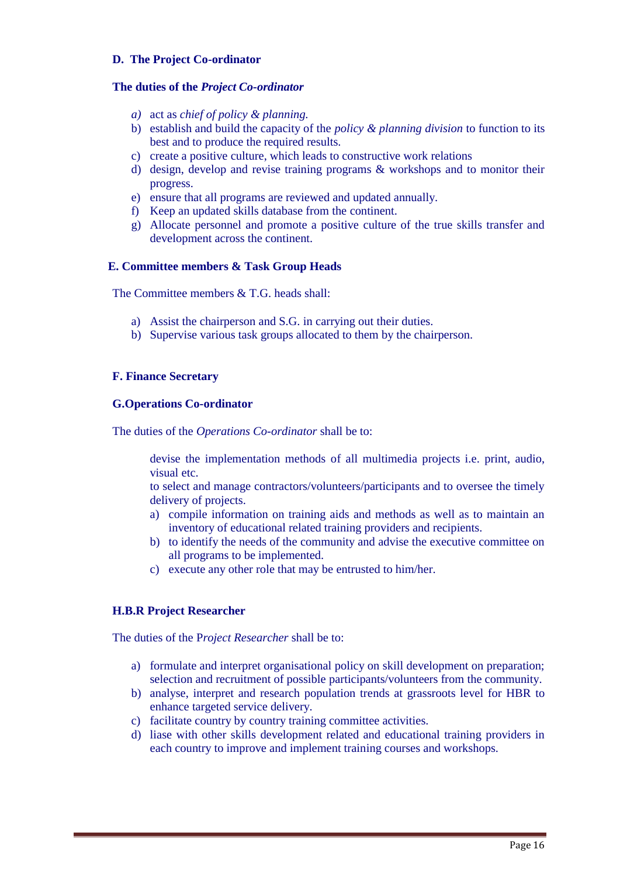**D. The Project Co-ordinator**

**The duties of the *Project Co-ordinator***

- *a)* act as *chief of policy & planning.*
- b) establish and build the capacity of the *policy & planning division* to function to its best and to produce the required results.
- c) create a positive culture, which leads to constructive work relations
- d) design, develop and revise training programs & workshops and to monitor their progress.
- e) ensure that all programs are reviewed and updated annually.
- f) Keep an updated skills database from the continent.
- g) Allocate personnel and promote a positive culture of the true skills transfer and development across the continent.

**E. Committee members & Task Group Heads**

The Committee members & T.G. heads shall:

- a) Assist the chairperson and S.G. in carrying out their duties.
- b) Supervise various task groups allocated to them by the chairperson.

**F. Finance Secretary**

**G.Operations Co-ordinator**

The duties of the *Operations Co-ordinator* shall be to:

devise the implementation methods of all multimedia projects i.e. print, audio, visual etc.

to select and manage contractors/volunteers/participants and to oversee the timely delivery of projects.

- a) compile information on training aids and methods as well as to maintain an inventory of educational related training providers and recipients.
- b) to identify the needs of the community and advise the executive committee on all programs to be implemented.
- c) execute any other role that may be entrusted to him/her.

**H.B.R Project Researcher**

The duties of the P*roject Researcher* shall be to:

- a) formulate and interpret organisational policy on skill development on preparation; selection and recruitment of possible participants/volunteers from the community.
- b) analyse, interpret and research population trends at grassroots level for HBR to enhance targeted service delivery.
- c) facilitate country by country training committee activities.
- d) liase with other skills development related and educational training providers in each country to improve and implement training courses and workshops.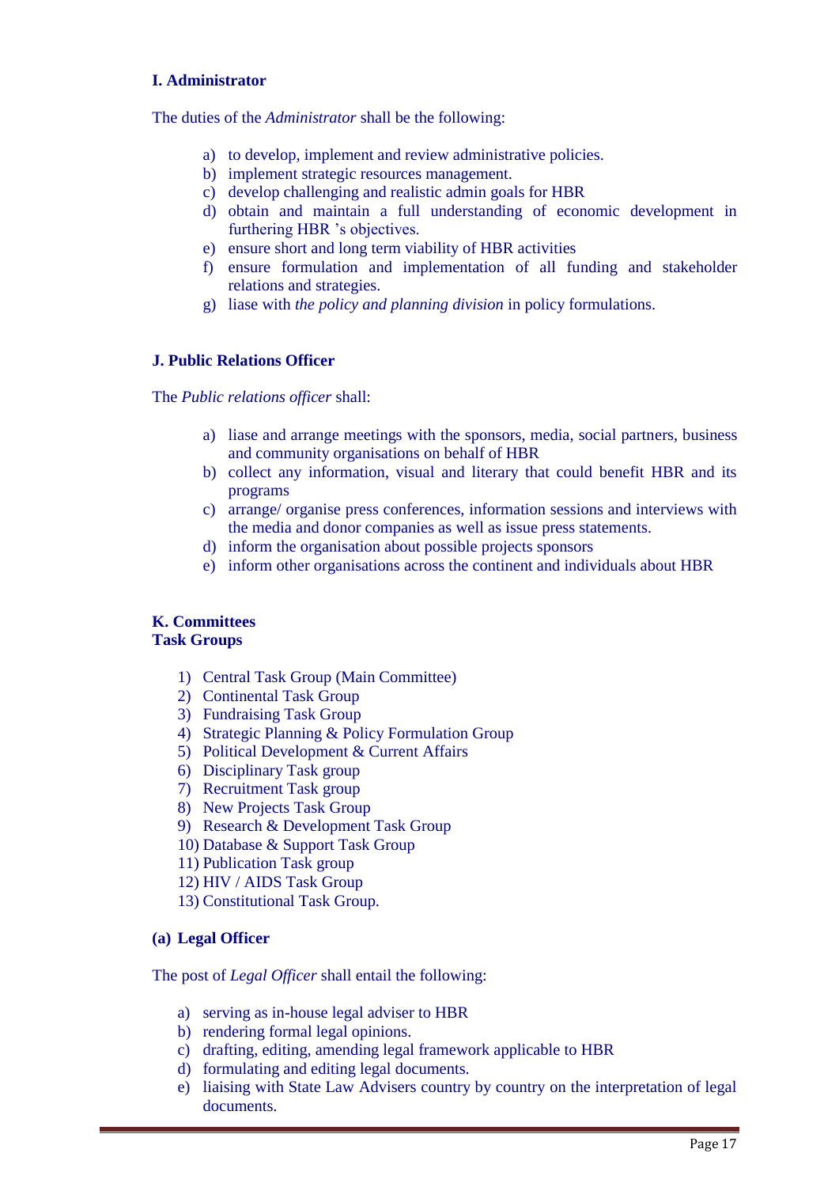### I. Administrator

The duties of the *Administrator* shall be the following:

a) to develop, implement and review administrative policies.
b) implement strategic resources management.
c) develop challenging and realistic admin goals for HBR
d) obtain and maintain a full understanding of economic development in furthering HBR 's objectives.
e) ensure short and long term viability of HBR activities
f) ensure formulation and implementation of all funding and stakeholder relations and strategies.
g) liase with *the policy and planning division* in policy formulations.

### J. Public Relations Officer

The *Public relations officer* shall:

a) liase and arrange meetings with the sponsors, media, social partners, business and community organisations on behalf of HBR
b) collect any information, visual and literary that could benefit HBR and its programs
c) arrange/ organise press conferences, information sessions and interviews with the media and donor companies as well as issue press statements.
d) inform the organisation about possible projects sponsors
e) inform other organisations across the continent and individuals about HBR

### K. Committees
**Task Groups**

1) Central Task Group (Main Committee)
2) Continental Task Group
3) Fundraising Task Group
4) Strategic Planning & Policy Formulation Group
5) Political Development & Current Affairs
6) Disciplinary Task group
7) Recruitment Task group
8) New Projects Task Group
9) Research & Development Task Group
10) Database & Support Task Group
11) Publication Task group
12) HIV / AIDS Task Group
13) Constitutional Task Group.

#### (a) Legal Officer

The post of *Legal Officer* shall entail the following:

a) serving as in-house legal adviser to HBR
b) rendering formal legal opinions.
c) drafting, editing, amending legal framework applicable to HBR
d) formulating and editing legal documents.
e) liaising with State Law Advisers country by country on the interpretation of legal documents.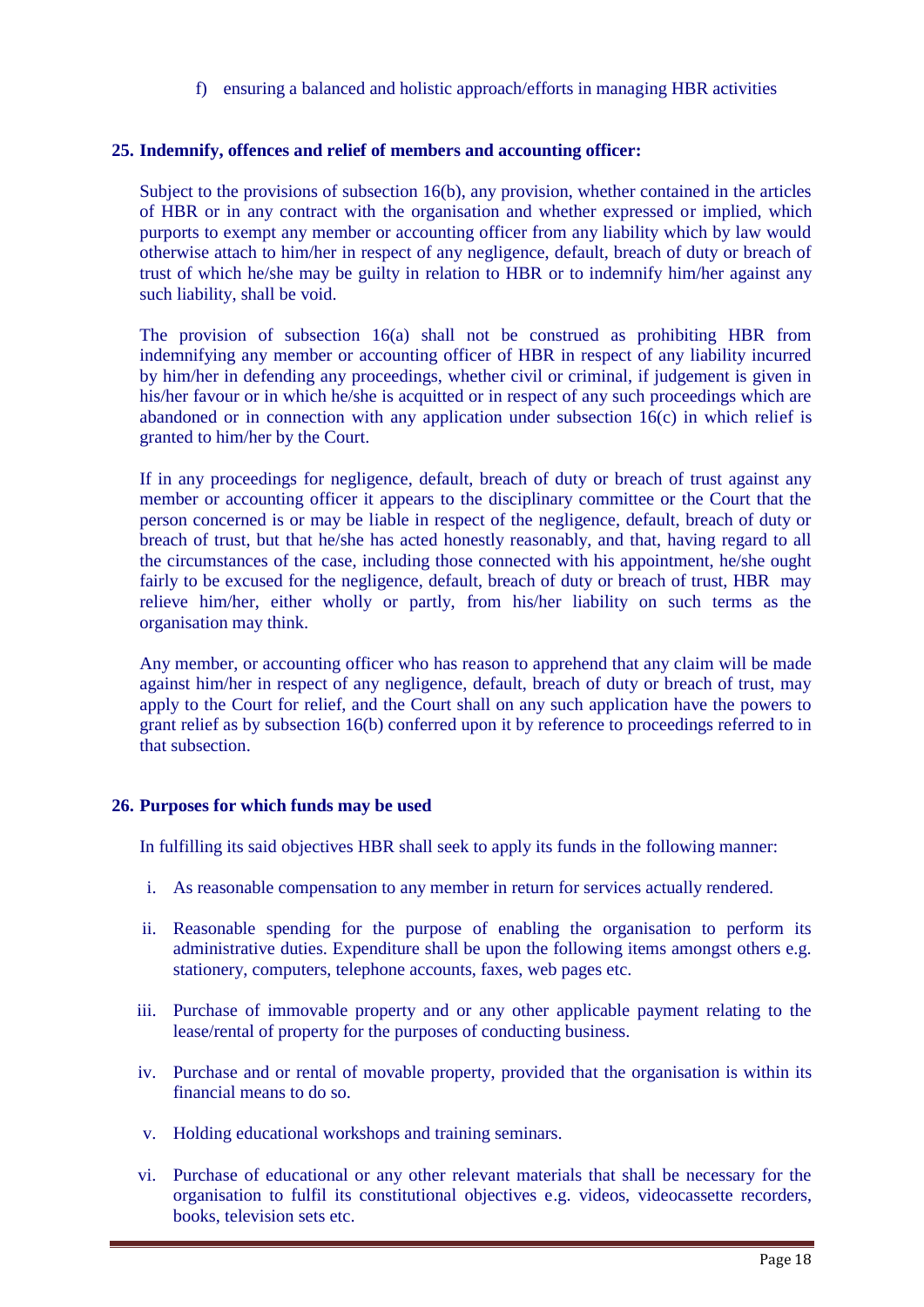f) ensuring a balanced and holistic approach/efforts in managing HBR activities

## 25. Indemnify, offences and relief of members and accounting officer:

Subject to the provisions of subsection 16(b), any provision, whether contained in the articles of HBR or in any contract with the organisation and whether expressed or implied, which purports to exempt any member or accounting officer from any liability which by law would otherwise attach to him/her in respect of any negligence, default, breach of duty or breach of trust of which he/she may be guilty in relation to HBR or to indemnify him/her against any such liability, shall be void.

The provision of subsection 16(a) shall not be construed as prohibiting HBR from indemnifying any member or accounting officer of HBR in respect of any liability incurred by him/her in defending any proceedings, whether civil or criminal, if judgement is given in his/her favour or in which he/she is acquitted or in respect of any such proceedings which are abandoned or in connection with any application under subsection 16(c) in which relief is granted to him/her by the Court.

If in any proceedings for negligence, default, breach of duty or breach of trust against any member or accounting officer it appears to the disciplinary committee or the Court that the person concerned is or may be liable in respect of the negligence, default, breach of duty or breach of trust, but that he/she has acted honestly reasonably, and that, having regard to all the circumstances of the case, including those connected with his appointment, he/she ought fairly to be excused for the negligence, default, breach of duty or breach of trust, HBR may relieve him/her, either wholly or partly, from his/her liability on such terms as the organisation may think.

Any member, or accounting officer who has reason to apprehend that any claim will be made against him/her in respect of any negligence, default, breach of duty or breach of trust, may apply to the Court for relief, and the Court shall on any such application have the powers to grant relief as by subsection 16(b) conferred upon it by reference to proceedings referred to in that subsection.

## 26. Purposes for which funds may be used

In fulfilling its said objectives HBR shall seek to apply its funds in the following manner:

i. As reasonable compensation to any member in return for services actually rendered.

ii. Reasonable spending for the purpose of enabling the organisation to perform its administrative duties. Expenditure shall be upon the following items amongst others e.g. stationery, computers, telephone accounts, faxes, web pages etc.

iii. Purchase of immovable property and or any other applicable payment relating to the lease/rental of property for the purposes of conducting business.

iv. Purchase and or rental of movable property, provided that the organisation is within its financial means to do so.

v. Holding educational workshops and training seminars.

vi. Purchase of educational or any other relevant materials that shall be necessary for the organisation to fulfil its constitutional objectives e.g. videos, videocassette recorders, books, television sets etc.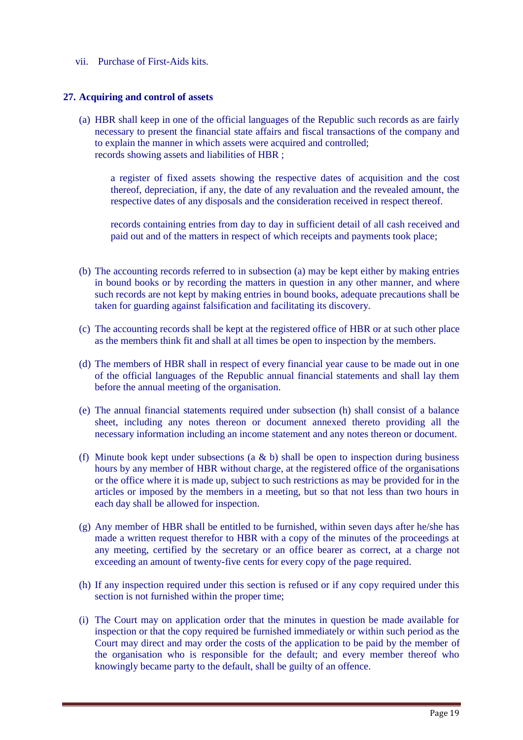vii. Purchase of First-Aids kits.

**27. Acquiring and control of assets**

(a) HBR shall keep in one of the official languages of the Republic such records as are fairly necessary to present the financial state affairs and fiscal transactions of the company and to explain the manner in which assets were acquired and controlled;
records showing assets and liabilities of HBR ;

a register of fixed assets showing the respective dates of acquisition and the cost thereof, depreciation, if any, the date of any revaluation and the revealed amount, the respective dates of any disposals and the consideration received in respect thereof.

records containing entries from day to day in sufficient detail of all cash received and paid out and of the matters in respect of which receipts and payments took place;

(b) The accounting records referred to in subsection (a) may be kept either by making entries in bound books or by recording the matters in question in any other manner, and where such records are not kept by making entries in bound books, adequate precautions shall be taken for guarding against falsification and facilitating its discovery.

(c) The accounting records shall be kept at the registered office of HBR or at such other place as the members think fit and shall at all times be open to inspection by the members.

(d) The members of HBR shall in respect of every financial year cause to be made out in one of the official languages of the Republic annual financial statements and shall lay them before the annual meeting of the organisation.

(e) The annual financial statements required under subsection (h) shall consist of a balance sheet, including any notes thereon or document annexed thereto providing all the necessary information including an income statement and any notes thereon or document.

(f) Minute book kept under subsections (a & b) shall be open to inspection during business hours by any member of HBR without charge, at the registered office of the organisations or the office where it is made up, subject to such restrictions as may be provided for in the articles or imposed by the members in a meeting, but so that not less than two hours in each day shall be allowed for inspection.

(g) Any member of HBR shall be entitled to be furnished, within seven days after he/she has made a written request therefor to HBR with a copy of the minutes of the proceedings at any meeting, certified by the secretary or an office bearer as correct, at a charge not exceeding an amount of twenty-five cents for every copy of the page required.

(h) If any inspection required under this section is refused or if any copy required under this section is not furnished within the proper time;

(i) The Court may on application order that the minutes in question be made available for inspection or that the copy required be furnished immediately or within such period as the Court may direct and may order the costs of the application to be paid by the member of the organisation who is responsible for the default; and every member thereof who knowingly became party to the default, shall be guilty of an offence.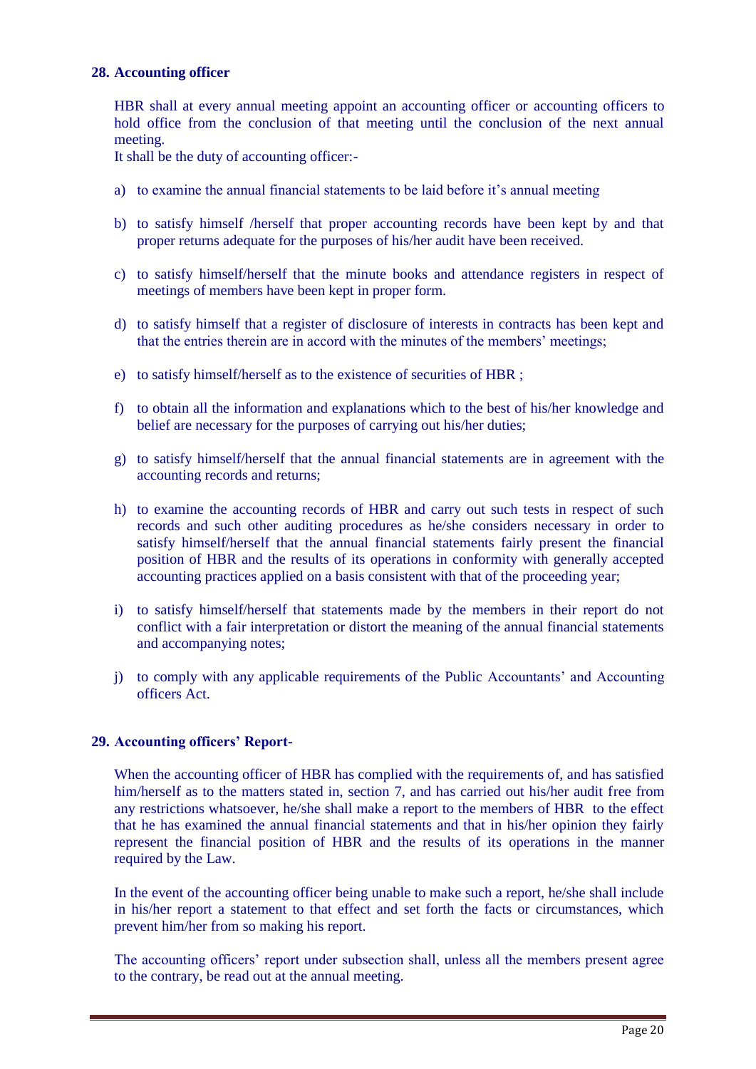## 28. Accounting officer

HBR shall at every annual meeting appoint an accounting officer or accounting officers to hold office from the conclusion of that meeting until the conclusion of the next annual meeting.

It shall be the duty of accounting officer:-

a) to examine the annual financial statements to be laid before it's annual meeting

b) to satisfy himself /herself that proper accounting records have been kept by and that proper returns adequate for the purposes of his/her audit have been received.

c) to satisfy himself/herself that the minute books and attendance registers in respect of meetings of members have been kept in proper form.

d) to satisfy himself that a register of disclosure of interests in contracts has been kept and that the entries therein are in accord with the minutes of the members' meetings;

e) to satisfy himself/herself as to the existence of securities of HBR ;

f) to obtain all the information and explanations which to the best of his/her knowledge and belief are necessary for the purposes of carrying out his/her duties;

g) to satisfy himself/herself that the annual financial statements are in agreement with the accounting records and returns;

h) to examine the accounting records of HBR and carry out such tests in respect of such records and such other auditing procedures as he/she considers necessary in order to satisfy himself/herself that the annual financial statements fairly present the financial position of HBR and the results of its operations in conformity with generally accepted accounting practices applied on a basis consistent with that of the proceeding year;

i) to satisfy himself/herself that statements made by the members in their report do not conflict with a fair interpretation or distort the meaning of the annual financial statements and accompanying notes;

j) to comply with any applicable requirements of the Public Accountants' and Accounting officers Act.

## 29. Accounting officers' Report-

When the accounting officer of HBR has complied with the requirements of, and has satisfied him/herself as to the matters stated in, section 7, and has carried out his/her audit free from any restrictions whatsoever, he/she shall make a report to the members of HBR to the effect that he has examined the annual financial statements and that in his/her opinion they fairly represent the financial position of HBR and the results of its operations in the manner required by the Law.

In the event of the accounting officer being unable to make such a report, he/she shall include in his/her report a statement to that effect and set forth the facts or circumstances, which prevent him/her from so making his report.

The accounting officers' report under subsection shall, unless all the members present agree to the contrary, be read out at the annual meeting.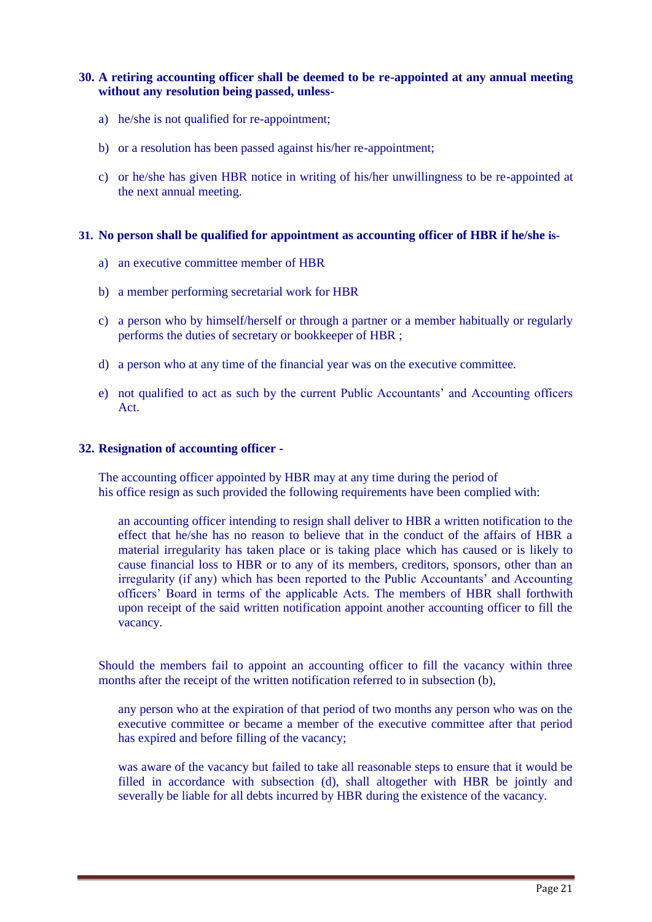**30. A retiring accounting officer shall be deemed to be re-appointed at any annual meeting without any resolution being passed, unless-**

a) he/she is not qualified for re-appointment;

b) or a resolution has been passed against his/her re-appointment;

c) or he/she has given HBR notice in writing of his/her unwillingness to be re-appointed at the next annual meeting.

**31. No person shall be qualified for appointment as accounting officer of HBR if he/she is-**

a) an executive committee member of HBR

b) a member performing secretarial work for HBR

c) a person who by himself/herself or through a partner or a member habitually or regularly performs the duties of secretary or bookkeeper of HBR ;

d) a person who at any time of the financial year was on the executive committee.

e) not qualified to act as such by the current Public Accountants' and Accounting officers Act.

**32. Resignation of accounting officer -**

The accounting officer appointed by HBR may at any time during the period of his office resign as such provided the following requirements have been complied with:

an accounting officer intending to resign shall deliver to HBR a written notification to the effect that he/she has no reason to believe that in the conduct of the affairs of HBR a material irregularity has taken place or is taking place which has caused or is likely to cause financial loss to HBR or to any of its members, creditors, sponsors, other than an irregularity (if any) which has been reported to the Public Accountants' and Accounting officers' Board in terms of the applicable Acts. The members of HBR shall forthwith upon receipt of the said written notification appoint another accounting officer to fill the vacancy.

Should the members fail to appoint an accounting officer to fill the vacancy within three months after the receipt of the written notification referred to in subsection (b),

any person who at the expiration of that period of two months any person who was on the executive committee or became a member of the executive committee after that period has expired and before filling of the vacancy;

was aware of the vacancy but failed to take all reasonable steps to ensure that it would be filled in accordance with subsection (d), shall altogether with HBR be jointly and severally be liable for all debts incurred by HBR during the existence of the vacancy.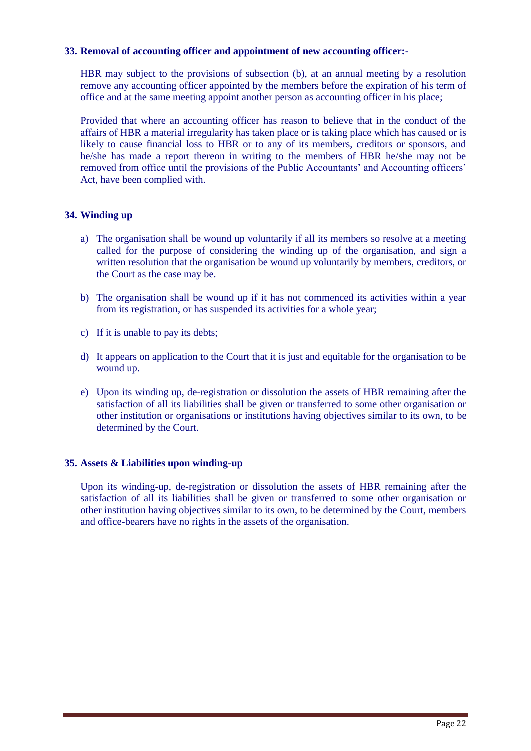**33. Removal of accounting officer and appointment of new accounting officer:-**

HBR may subject to the provisions of subsection (b), at an annual meeting by a resolution remove any accounting officer appointed by the members before the expiration of his term of office and at the same meeting appoint another person as accounting officer in his place;

Provided that where an accounting officer has reason to believe that in the conduct of the affairs of HBR a material irregularity has taken place or is taking place which has caused or is likely to cause financial loss to HBR or to any of its members, creditors or sponsors, and he/she has made a report thereon in writing to the members of HBR he/she may not be removed from office until the provisions of the Public Accountants' and Accounting officers' Act, have been complied with.

**34. Winding up**

a) The organisation shall be wound up voluntarily if all its members so resolve at a meeting called for the purpose of considering the winding up of the organisation, and sign a written resolution that the organisation be wound up voluntarily by members, creditors, or the Court as the case may be.

b) The organisation shall be wound up if it has not commenced its activities within a year from its registration, or has suspended its activities for a whole year;

c) If it is unable to pay its debts;

d) It appears on application to the Court that it is just and equitable for the organisation to be wound up.

e) Upon its winding up, de-registration or dissolution the assets of HBR remaining after the satisfaction of all its liabilities shall be given or transferred to some other organisation or other institution or organisations or institutions having objectives similar to its own, to be determined by the Court.

**35. Assets & Liabilities upon winding-up**

Upon its winding-up, de-registration or dissolution the assets of HBR remaining after the satisfaction of all its liabilities shall be given or transferred to some other organisation or other institution having objectives similar to its own, to be determined by the Court, members and office-bearers have no rights in the assets of the organisation.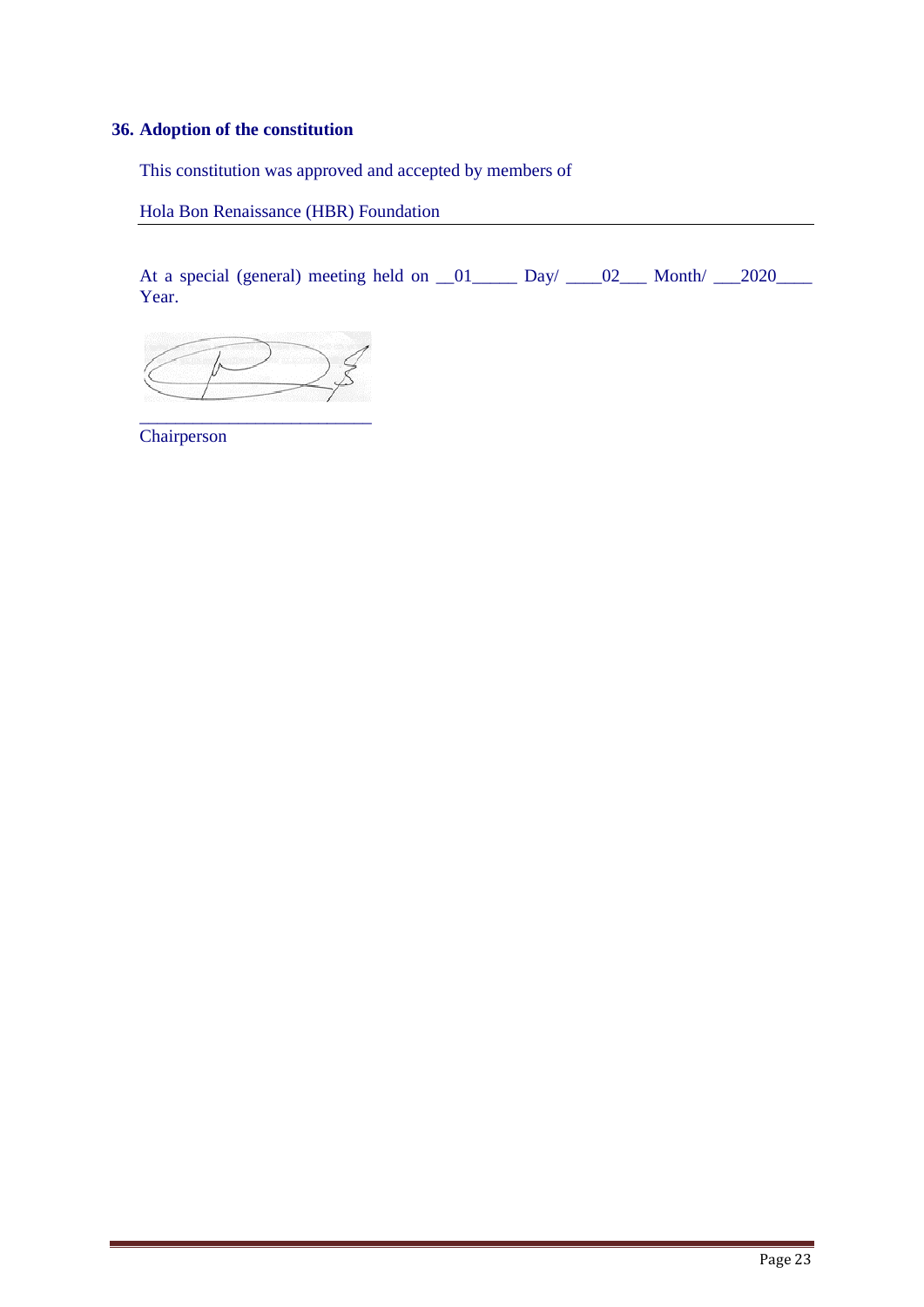## 36. Adoption of the constitution

This constitution was approved and accepted by members of

Hola Bon Renaissance (HBR) Foundation

At a special (general) meeting held on __01_____ Day/ ____02___ Month/ ___2020____ Year.

_________________________
Chairperson